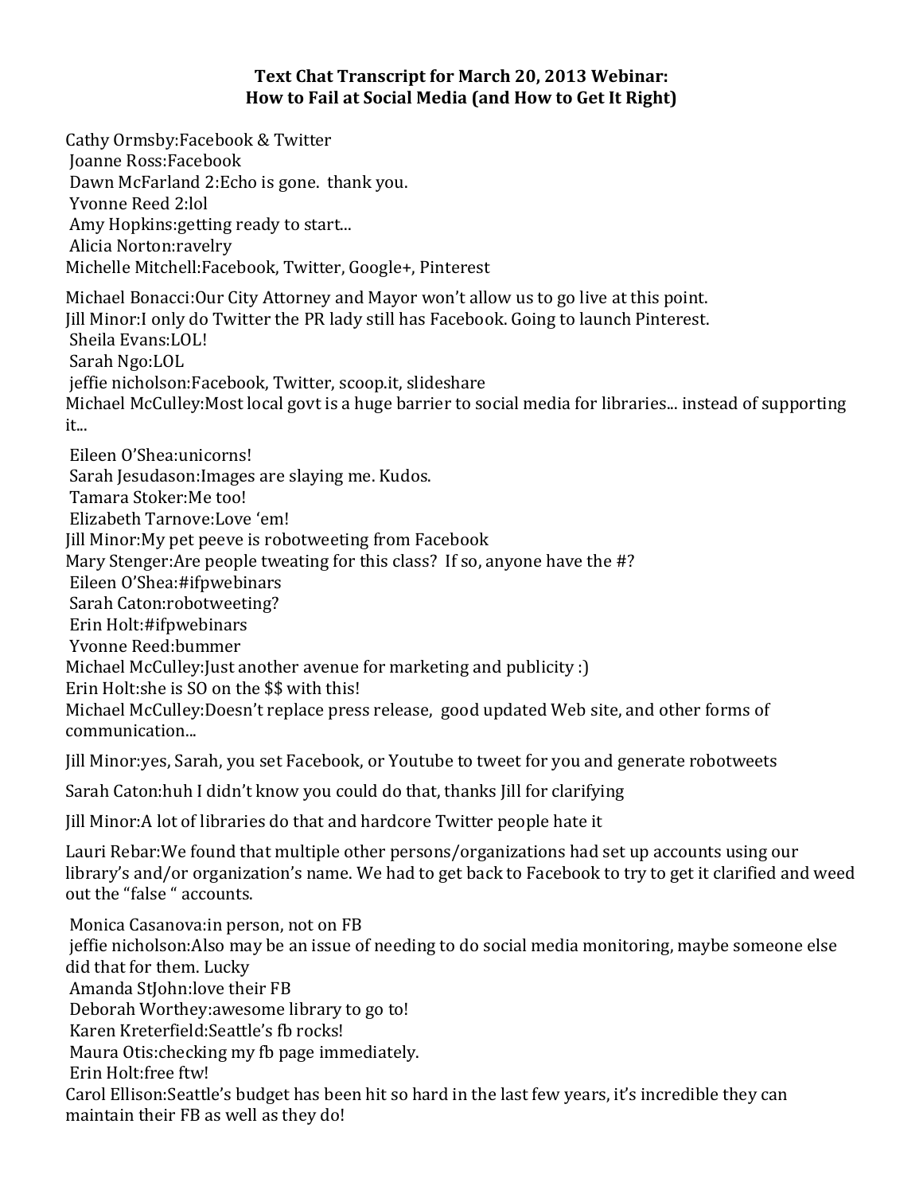**Text Chat Transcript for March 20, 2013 Webinar:**
**How to Fail at Social Media (and How to Get It Right)**

Cathy Ormsby:Facebook & Twitter
Joanne Ross:Facebook
Dawn McFarland 2:Echo is gone. thank you.
Yvonne Reed 2:lol
Amy Hopkins:getting ready to start...
Alicia Norton:ravelry
Michelle Mitchell:Facebook, Twitter, Google+, Pinterest

Michael Bonacci:Our City Attorney and Mayor won't allow us to go live at this point.
Jill Minor:I only do Twitter the PR lady still has Facebook. Going to launch Pinterest.
Sheila Evans:LOL!
Sarah Ngo:LOL
jeffie nicholson:Facebook, Twitter, scoop.it, slideshare
Michael McCulley:Most local govt is a huge barrier to social media for libraries... instead of supporting it...

Eileen O'Shea:unicorns!
Sarah Jesudason:Images are slaying me. Kudos.
Tamara Stoker:Me too!
Elizabeth Tarnove:Love 'em!
Jill Minor:My pet peeve is robotweeting from Facebook
Mary Stenger:Are people tweating for this class? If so, anyone have the #?
Eileen O'Shea:#ifpwebinars
Sarah Caton:robotweeting?
Erin Holt:#ifpwebinars
Yvonne Reed:bummer
Michael McCulley:Just another avenue for marketing and publicity :)
Erin Holt:she is SO on the $$ with this!
Michael McCulley:Doesn't replace press release, good updated Web site, and other forms of communication...

Jill Minor:yes, Sarah, you set Facebook, or Youtube to tweet for you and generate robotweets

Sarah Caton:huh I didn't know you could do that, thanks Jill for clarifying

Jill Minor:A lot of libraries do that and hardcore Twitter people hate it

Lauri Rebar:We found that multiple other persons/organizations had set up accounts using our library's and/or organization's name. We had to get back to Facebook to try to get it clarified and weed out the "false " accounts.

Monica Casanova:in person, not on FB
jeffie nicholson:Also may be an issue of needing to do social media monitoring, maybe someone else did that for them. Lucky
Amanda StJohn:love their FB
Deborah Worthey:awesome library to go to!
Karen Kreterfield:Seattle's fb rocks!
Maura Otis:checking my fb page immediately.
Erin Holt:free ftw!
Carol Ellison:Seattle's budget has been hit so hard in the last few years, it's incredible they can maintain their FB as well as they do!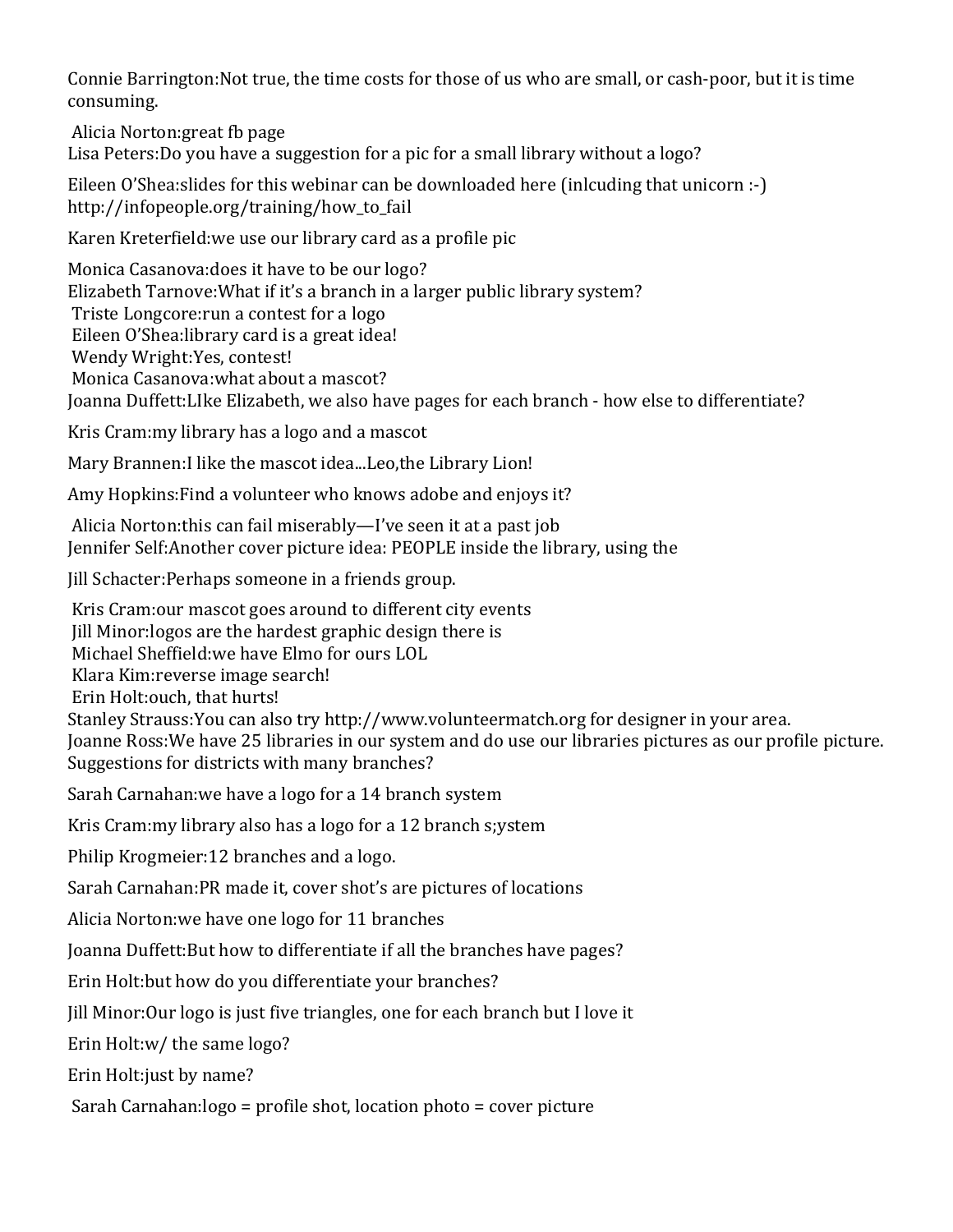Connie Barrington:Not true, the time costs for those of us who are small, or cash-poor, but it is time consuming.

Alicia Norton:great fb page
Lisa Peters:Do you have a suggestion for a pic for a small library without a logo?

Eileen O'Shea:slides for this webinar can be downloaded here (inlcuding that unicorn :-) http://infopeople.org/training/how_to_fail

Karen Kreterfield:we use our library card as a profile pic

Monica Casanova:does it have to be our logo?
Elizabeth Tarnove:What if it's a branch in a larger public library system?
Triste Longcore:run a contest for a logo
Eileen O'Shea:library card is a great idea!
Wendy Wright:Yes, contest!
Monica Casanova:what about a mascot?
Joanna Duffett:LIke Elizabeth, we also have pages for each branch - how else to differentiate?

Kris Cram:my library has a logo and a mascot

Mary Brannen:I like the mascot idea...Leo,the Library Lion!

Amy Hopkins:Find a volunteer who knows adobe and enjoys it?

Alicia Norton:this can fail miserably—I've seen it at a past job
Jennifer Self:Another cover picture idea: PEOPLE inside the library, using the

Jill Schacter:Perhaps someone in a friends group.

Kris Cram:our mascot goes around to different city events
Jill Minor:logos are the hardest graphic design there is
Michael Sheffield:we have Elmo for ours LOL
Klara Kim:reverse image search!
Erin Holt:ouch, that hurts!
Stanley Strauss:You can also try http://www.volunteermatch.org for designer in your area.
Joanne Ross:We have 25 libraries in our system and do use our libraries pictures as our profile picture. Suggestions for districts with many branches?

Sarah Carnahan:we have a logo for a 14 branch system

Kris Cram:my library also has a logo for a 12 branch s;ystem

Philip Krogmeier:12 branches and a logo.

Sarah Carnahan:PR made it, cover shot's are pictures of locations

Alicia Norton:we have one logo for 11 branches

Joanna Duffett:But how to differentiate if all the branches have pages?

Erin Holt:but how do you differentiate your branches?

Jill Minor:Our logo is just five triangles, one for each branch but I love it

Erin Holt:w/ the same logo?

Erin Holt:just by name?

Sarah Carnahan:logo = profile shot, location photo = cover picture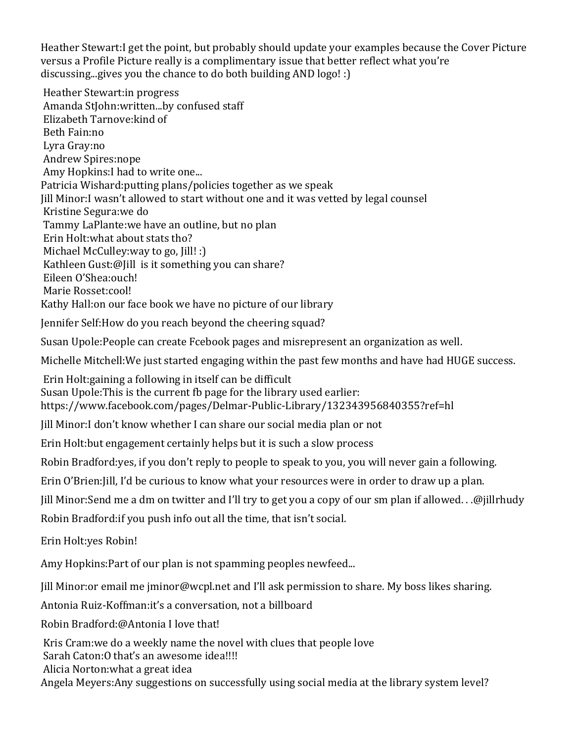Heather Stewart:I get the point, but probably should update your examples because the Cover Picture versus a Profile Picture really is a complimentary issue that better reflect what you're discussing...gives you the chance to do both building AND logo! :)

Heather Stewart:in progress
Amanda StJohn:written...by confused staff
Elizabeth Tarnove:kind of
Beth Fain:no
Lyra Gray:no
Andrew Spires:nope
Amy Hopkins:I had to write one...
Patricia Wishard:putting plans/policies together as we speak
Jill Minor:I wasn't allowed to start without one and it was vetted by legal counsel
Kristine Segura:we do
Tammy LaPlante:we have an outline, but no plan
Erin Holt:what about stats tho?
Michael McCulley:way to go, Jill! :)
Kathleen Gust:@Jill is it something you can share?
Eileen O'Shea:ouch!
Marie Rosset:cool!
Kathy Hall:on our face book we have no picture of our library

Jennifer Self:How do you reach beyond the cheering squad?

Susan Upole:People can create Fcebook pages and misrepresent an organization as well.

Michelle Mitchell:We just started engaging within the past few months and have had HUGE success.

Erin Holt:gaining a following in itself can be difficult
Susan Upole:This is the current fb page for the library used earlier: https://www.facebook.com/pages/Delmar-Public-Library/132343956840355?ref=hl

Jill Minor:I don't know whether I can share our social media plan or not

Erin Holt:but engagement certainly helps but it is such a slow process

Robin Bradford:yes, if you don't reply to people to speak to you, you will never gain a following.

Erin O'Brien:Jill, I'd be curious to know what your resources were in order to draw up a plan.

Jill Minor:Send me a dm on twitter and I'll try to get you a copy of our sm plan if allowed. . .@jillrhudy

Robin Bradford:if you push info out all the time, that isn't social.

Erin Holt:yes Robin!

Amy Hopkins:Part of our plan is not spamming peoples newfeed...

Jill Minor:or email me jminor@wcpl.net and I'll ask permission to share. My boss likes sharing.

Antonia Ruiz-Koffman:it's a conversation, not a billboard

Robin Bradford:@Antonia I love that!

Kris Cram:we do a weekly name the novel with clues that people love
Sarah Caton:O that's an awesome idea!!!!
Alicia Norton:what a great idea
Angela Meyers:Any suggestions on successfully using social media at the library system level?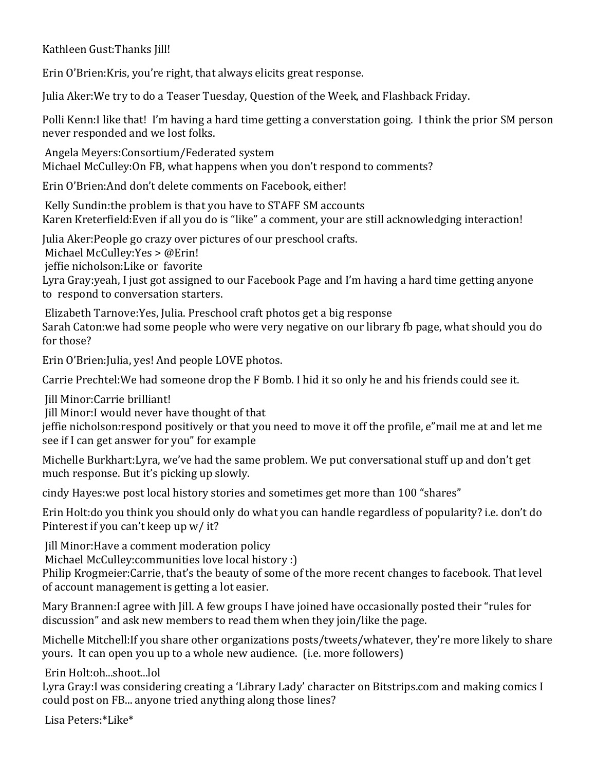Kathleen Gust:Thanks Jill!

Erin O'Brien:Kris, you're right, that always elicits great response.

Julia Aker:We try to do a Teaser Tuesday, Question of the Week, and Flashback Friday.

Polli Kenn:I like that! I'm having a hard time getting a converstation going. I think the prior SM person never responded and we lost folks.

Angela Meyers:Consortium/Federated system
Michael McCulley:On FB, what happens when you don't respond to comments?

Erin O'Brien:And don't delete comments on Facebook, either!

Kelly Sundin:the problem is that you have to STAFF SM accounts
Karen Kreterfield:Even if all you do is "like" a comment, your are still acknowledging interaction!

Julia Aker:People go crazy over pictures of our preschool crafts.
Michael McCulley:Yes > @Erin!
jeffie nicholson:Like or favorite
Lyra Gray:yeah, I just got assigned to our Facebook Page and I'm having a hard time getting anyone to respond to conversation starters.

Elizabeth Tarnove:Yes, Julia. Preschool craft photos get a big response
Sarah Caton:we had some people who were very negative on our library fb page, what should you do for those?

Erin O'Brien:Julia, yes! And people LOVE photos.

Carrie Prechtel:We had someone drop the F Bomb. I hid it so only he and his friends could see it.

Jill Minor:Carrie brilliant!
Jill Minor:I would never have thought of that
jeffie nicholson:respond positively or that you need to move it off the profile, e"mail me at and let me see if I can get answer for you" for example

Michelle Burkhart:Lyra, we've had the same problem. We put conversational stuff up and don't get much response. But it's picking up slowly.

cindy Hayes:we post local history stories and sometimes get more than 100 "shares"

Erin Holt:do you think you should only do what you can handle regardless of popularity? i.e. don't do Pinterest if you can't keep up w/ it?

Jill Minor:Have a comment moderation policy
Michael McCulley:communities love local history :)
Philip Krogmeier:Carrie, that's the beauty of some of the more recent changes to facebook. That level of account management is getting a lot easier.

Mary Brannen:I agree with Jill. A few groups I have joined have occasionally posted their "rules for discussion" and ask new members to read them when they join/like the page.

Michelle Mitchell:If you share other organizations posts/tweets/whatever, they're more likely to share yours. It can open you up to a whole new audience. (i.e. more followers)

Erin Holt:oh...shoot...lol
Lyra Gray:I was considering creating a 'Library Lady' character on Bitstrips.com and making comics I could post on FB... anyone tried anything along those lines?

Lisa Peters:*Like*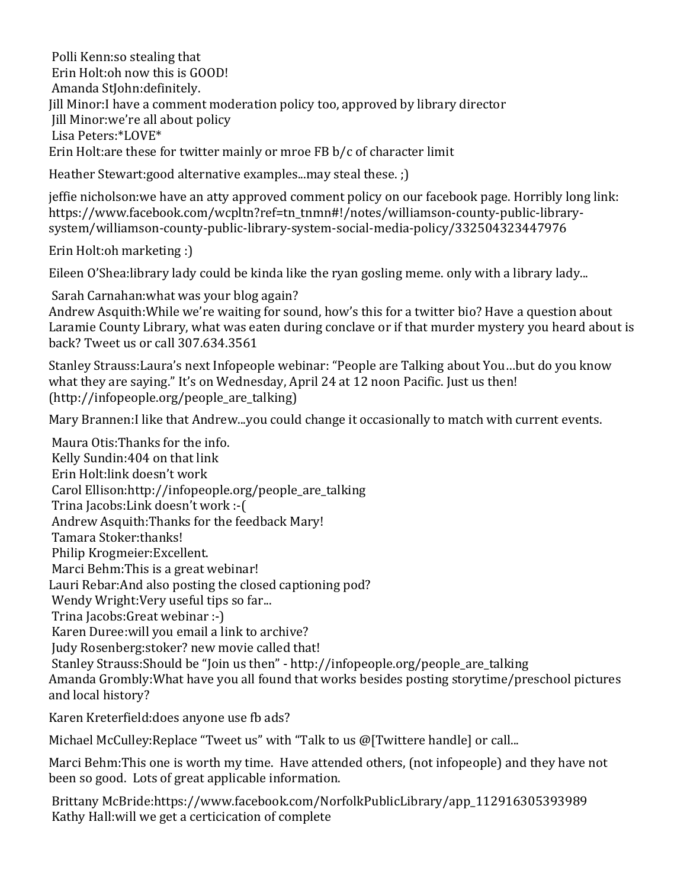Polli Kenn:so stealing that
Erin Holt:oh now this is GOOD!
Amanda StJohn:definitely.
Jill Minor:I have a comment moderation policy too, approved by library director
Jill Minor:we're all about policy
Lisa Peters:*LOVE*
Erin Holt:are these for twitter mainly or mroe FB b/c of character limit

Heather Stewart:good alternative examples...may steal these. ;)

jeffie nicholson:we have an atty approved comment policy on our facebook page. Horribly long link: https://www.facebook.com/wcpltn?ref=tn_tnmn#!/notes/williamson-county-public-library-system/williamson-county-public-library-system-social-media-policy/332504323447976

Erin Holt:oh marketing :)

Eileen O'Shea:library lady could be kinda like the ryan gosling meme. only with a library lady...

Sarah Carnahan:what was your blog again?
Andrew Asquith:While we're waiting for sound, how's this for a twitter bio? Have a question about Laramie County Library, what was eaten during conclave or if that murder mystery you heard about is back? Tweet us or call 307.634.3561

Stanley Strauss:Laura's next Infopeople webinar: "People are Talking about You…but do you know what they are saying." It's on Wednesday, April 24 at 12 noon Pacific. Just us then! (http://infopeople.org/people_are_talking)

Mary Brannen:I like that Andrew...you could change it occasionally to match with current events.

Maura Otis:Thanks for the info.
Kelly Sundin:404 on that link
Erin Holt:link doesn't work
Carol Ellison:http://infopeople.org/people_are_talking
Trina Jacobs:Link doesn't work :-(
Andrew Asquith:Thanks for the feedback Mary!
Tamara Stoker:thanks!
Philip Krogmeier:Excellent.
Marci Behm:This is a great webinar!
Lauri Rebar:And also posting the closed captioning pod?
Wendy Wright:Very useful tips so far...
Trina Jacobs:Great webinar :-)
Karen Duree:will you email a link to archive?
Judy Rosenberg:stoker? new movie called that!
Stanley Strauss:Should be "Join us then" - http://infopeople.org/people_are_talking
Amanda Grombly:What have you all found that works besides posting storytime/preschool pictures and local history?

Karen Kreterfield:does anyone use fb ads?

Michael McCulley:Replace "Tweet us" with "Talk to us @[Twittere handle] or call...

Marci Behm:This one is worth my time. Have attended others, (not infopeople) and they have not been so good. Lots of great applicable information.

Brittany McBride:https://www.facebook.com/NorfolkPublicLibrary/app_112916305393989
Kathy Hall:will we get a certicication of complete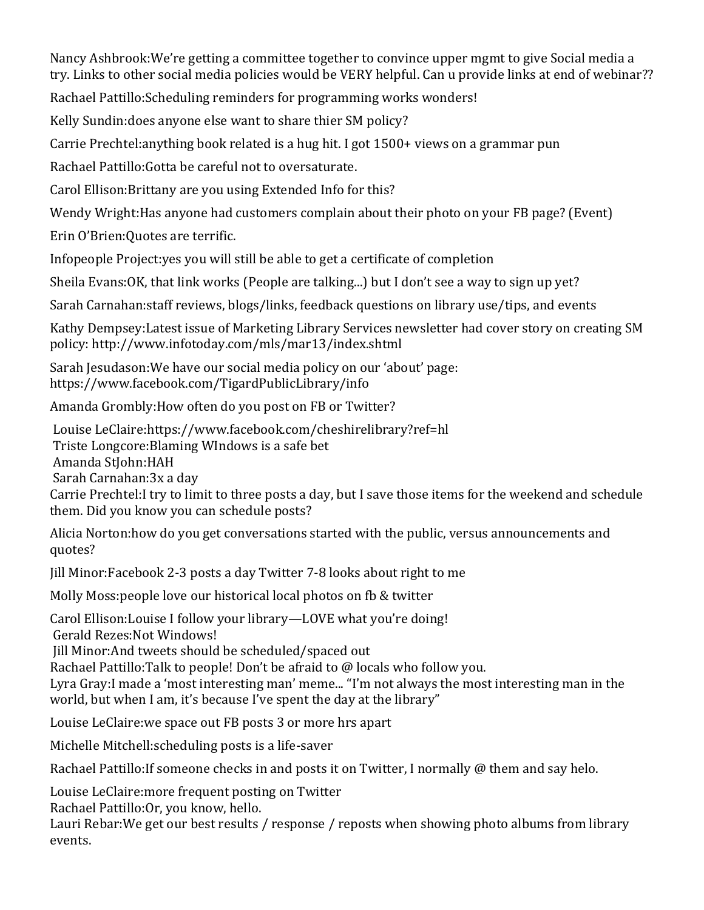Nancy Ashbrook:We're getting a committee together to convince upper mgmt to give Social media a try. Links to other social media policies would be VERY helpful. Can u provide links at end of webinar??

Rachael Pattillo:Scheduling reminders for programming works wonders!

Kelly Sundin:does anyone else want to share thier SM policy?

Carrie Prechtel:anything book related is a hug hit. I got 1500+ views on a grammar pun

Rachael Pattillo:Gotta be careful not to oversaturate.

Carol Ellison:Brittany are you using Extended Info for this?

Wendy Wright:Has anyone had customers complain about their photo on your FB page? (Event)

Erin O'Brien:Quotes are terrific.

Infopeople Project:yes you will still be able to get a certificate of completion

Sheila Evans:OK, that link works (People are talking...) but I don't see a way to sign up yet?

Sarah Carnahan:staff reviews, blogs/links, feedback questions on library use/tips, and events

Kathy Dempsey:Latest issue of Marketing Library Services newsletter had cover story on creating SM policy: http://www.infotoday.com/mls/mar13/index.shtml

Sarah Jesudason:We have our social media policy on our 'about' page: https://www.facebook.com/TigardPublicLibrary/info

Amanda Grombly:How often do you post on FB or Twitter?

Louise LeClaire:https://www.facebook.com/cheshirelibrary?ref=hl
Triste Longcore:Blaming WIndows is a safe bet
Amanda StJohn:HAH
Sarah Carnahan:3x a day
Carrie Prechtel:I try to limit to three posts a day, but I save those items for the weekend and schedule them. Did you know you can schedule posts?

Alicia Norton:how do you get conversations started with the public, versus announcements and quotes?

Jill Minor:Facebook 2-3 posts a day Twitter 7-8 looks about right to me

Molly Moss:people love our historical local photos on fb & twitter

Carol Ellison:Louise I follow your library—LOVE what you're doing!
Gerald Rezes:Not Windows!
Jill Minor:And tweets should be scheduled/spaced out
Rachael Pattillo:Talk to people! Don't be afraid to @ locals who follow you.
Lyra Gray:I made a 'most interesting man' meme... "I'm not always the most interesting man in the world, but when I am, it's because I've spent the day at the library"

Louise LeClaire:we space out FB posts 3 or more hrs apart

Michelle Mitchell:scheduling posts is a life-saver

Rachael Pattillo:If someone checks in and posts it on Twitter, I normally @ them and say helo.

Louise LeClaire:more frequent posting on Twitter
Rachael Pattillo:Or, you know, hello.
Lauri Rebar:We get our best results / response / reposts when showing photo albums from library events.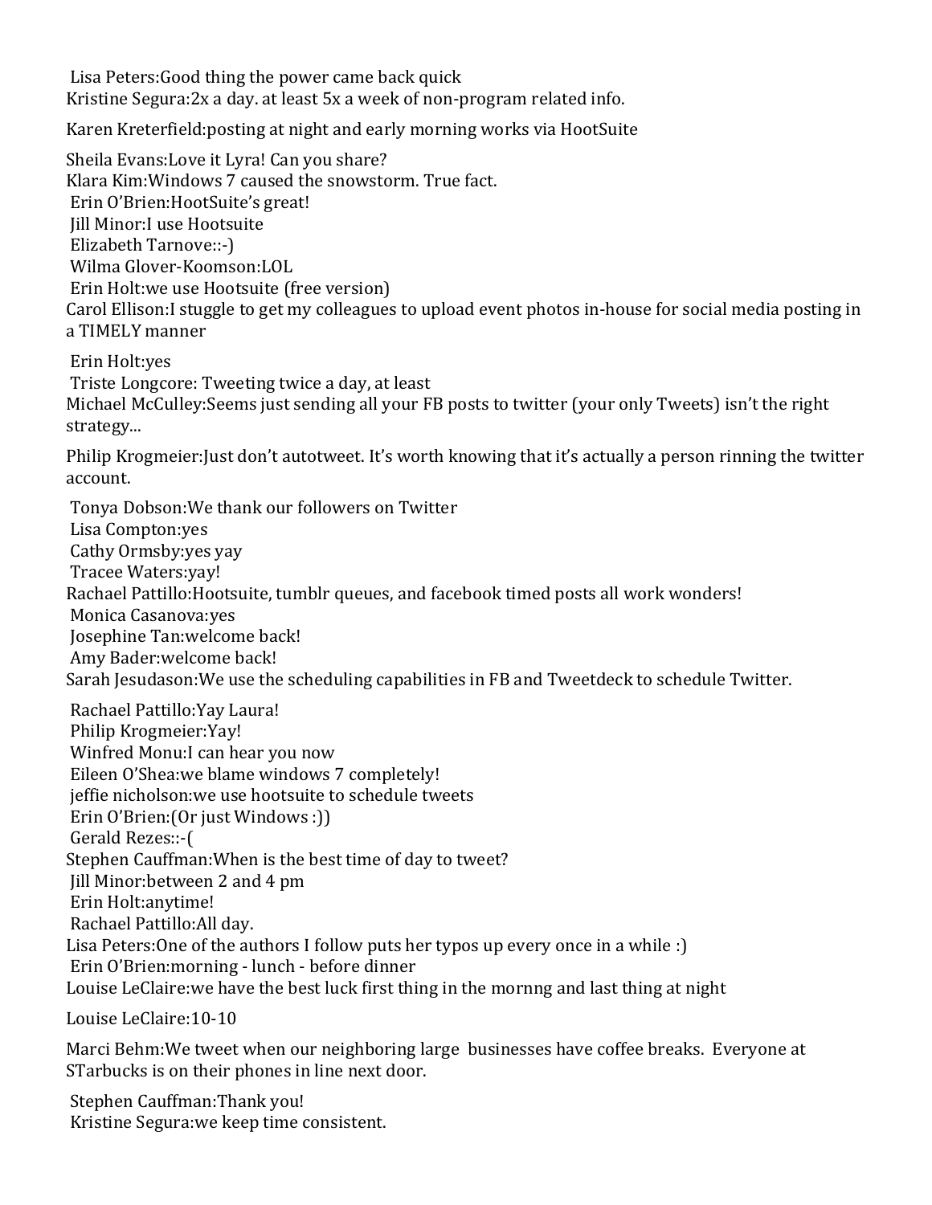Lisa Peters:Good thing the power came back quick
Kristine Segura:2x a day. at least 5x a week of non-program related info.

Karen Kreterfield:posting at night and early morning works via HootSuite

Sheila Evans:Love it Lyra! Can you share?
Klara Kim:Windows 7 caused the snowstorm. True fact.
Erin O'Brien:HootSuite's great!
Jill Minor:I use Hootsuite
Elizabeth Tarnove::-)
Wilma Glover-Koomson:LOL
Erin Holt:we use Hootsuite (free version)
Carol Ellison:I stuggle to get my colleagues to upload event photos in-house for social media posting in a TIMELY manner

Erin Holt:yes
Triste Longcore: Tweeting twice a day, at least
Michael McCulley:Seems just sending all your FB posts to twitter (your only Tweets) isn't the right strategy...

Philip Krogmeier:Just don't autotweet. It's worth knowing that it's actually a person rinning the twitter account.

Tonya Dobson:We thank our followers on Twitter
Lisa Compton:yes
Cathy Ormsby:yes yay
Tracee Waters:yay!
Rachael Pattillo:Hootsuite, tumblr queues, and facebook timed posts all work wonders!
Monica Casanova:yes
Josephine Tan:welcome back!
Amy Bader:welcome back!
Sarah Jesudason:We use the scheduling capabilities in FB and Tweetdeck to schedule Twitter.

Rachael Pattillo:Yay Laura!
Philip Krogmeier:Yay!
Winfred Monu:I can hear you now
Eileen O'Shea:we blame windows 7 completely!
jeffie nicholson:we use hootsuite to schedule tweets
Erin O'Brien:(Or just Windows :))
Gerald Rezes::-(
Stephen Cauffman:When is the best time of day to tweet?
Jill Minor:between 2 and 4 pm
Erin Holt:anytime!
Rachael Pattillo:All day.
Lisa Peters:One of the authors I follow puts her typos up every once in a while :)
Erin O'Brien:morning - lunch - before dinner
Louise LeClaire:we have the best luck first thing in the mornng and last thing at night

Louise LeClaire:10-10

Marci Behm:We tweet when our neighboring large businesses have coffee breaks. Everyone at STarbucks is on their phones in line next door.

Stephen Cauffman:Thank you!
Kristine Segura:we keep time consistent.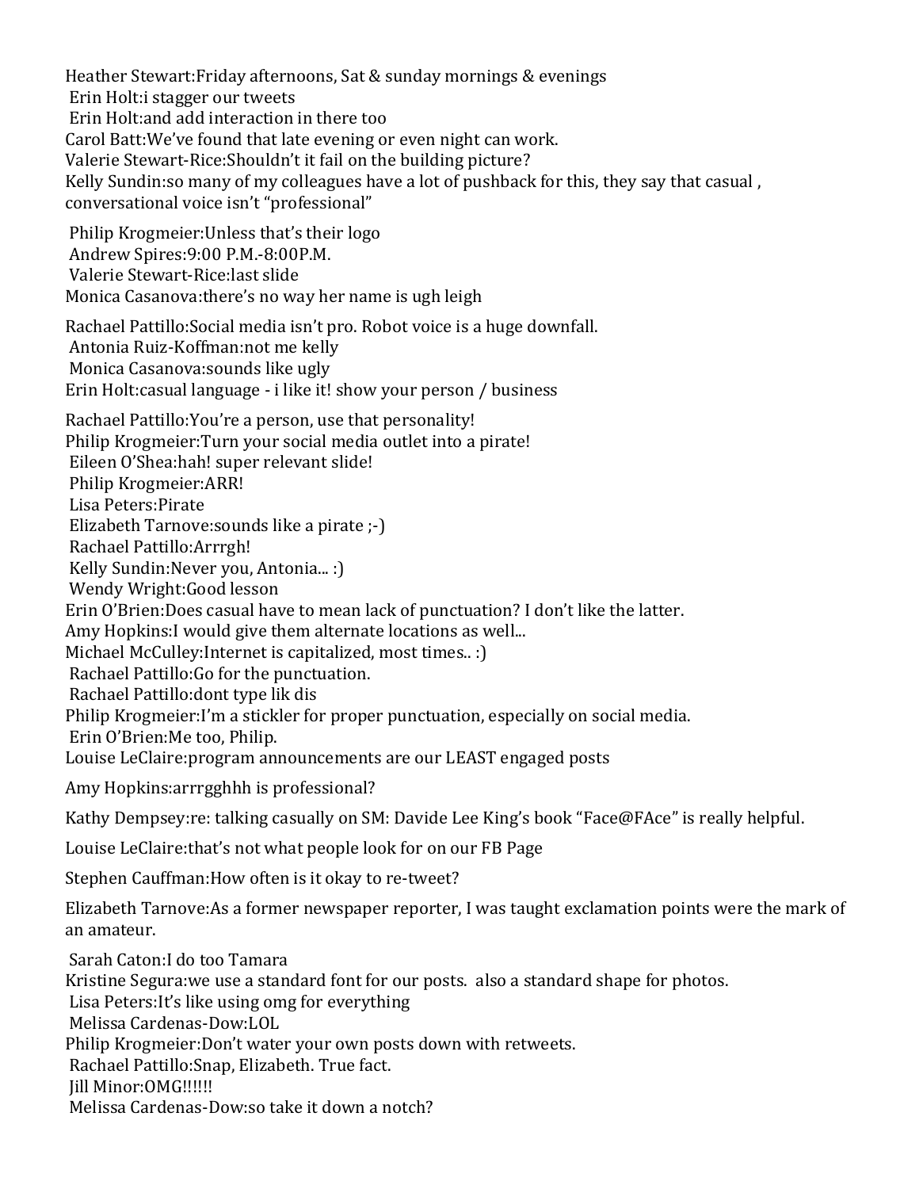Heather Stewart:Friday afternoons, Sat & sunday mornings & evenings

Erin Holt:i stagger our tweets

Erin Holt:and add interaction in there too

Carol Batt:We've found that late evening or even night can work.

Valerie Stewart-Rice:Shouldn't it fail on the building picture?

Kelly Sundin:so many of my colleagues have a lot of pushback for this, they say that casual , conversational voice isn't "professional"

Philip Krogmeier:Unless that's their logo

Andrew Spires:9:00 P.M.-8:00P.M.

Valerie Stewart-Rice:last slide

Monica Casanova:there's no way her name is ugh leigh

Rachael Pattillo:Social media isn't pro. Robot voice is a huge downfall.

Antonia Ruiz-Koffman:not me kelly

Monica Casanova:sounds like ugly

Erin Holt:casual language - i like it! show your person / business

Rachael Pattillo:You're a person, use that personality!

Philip Krogmeier:Turn your social media outlet into a pirate!

Eileen O'Shea:hah! super relevant slide!

Philip Krogmeier:ARR!

Lisa Peters:Pirate

Elizabeth Tarnove:sounds like a pirate ;-)

Rachael Pattillo:Arrrgh!

Kelly Sundin:Never you, Antonia... :)

Wendy Wright:Good lesson

Erin O'Brien:Does casual have to mean lack of punctuation? I don't like the latter.

Amy Hopkins:I would give them alternate locations as well...

Michael McCulley:Internet is capitalized, most times.. :)

Rachael Pattillo:Go for the punctuation.

Rachael Pattillo:dont type lik dis

Philip Krogmeier:I'm a stickler for proper punctuation, especially on social media.

Erin O'Brien:Me too, Philip.

Louise LeClaire:program announcements are our LEAST engaged posts

Amy Hopkins:arrrgghhh is professional?

Kathy Dempsey:re: talking casually on SM: Davide Lee King's book "Face@FAce" is really helpful.

Louise LeClaire:that's not what people look for on our FB Page

Stephen Cauffman:How often is it okay to re-tweet?

Elizabeth Tarnove:As a former newspaper reporter, I was taught exclamation points were the mark of an amateur.

Sarah Caton:I do too Tamara

Kristine Segura:we use a standard font for our posts. also a standard shape for photos.

Lisa Peters:It's like using omg for everything

Melissa Cardenas-Dow:LOL

Philip Krogmeier:Don't water your own posts down with retweets.

Rachael Pattillo:Snap, Elizabeth. True fact.

Jill Minor:OMG!!!!!!

Melissa Cardenas-Dow:so take it down a notch?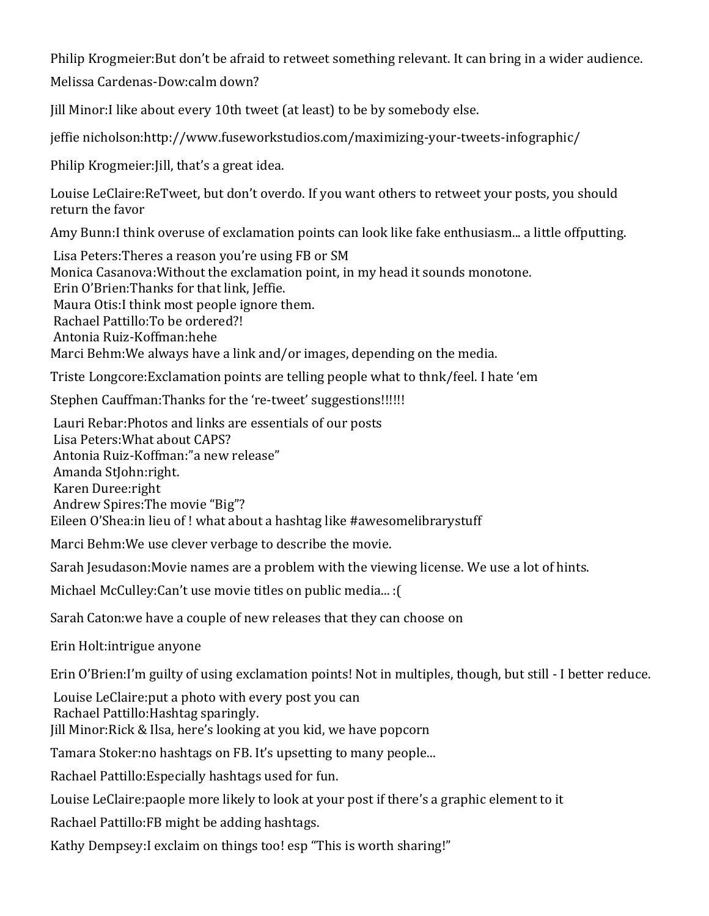Philip Krogmeier:But don't be afraid to retweet something relevant. It can bring in a wider audience.

Melissa Cardenas-Dow:calm down?

Jill Minor:I like about every 10th tweet (at least) to be by somebody else.

jeffie nicholson:http://www.fuseworkstudios.com/maximizing-your-tweets-infographic/

Philip Krogmeier:Jill, that's a great idea.

Louise LeClaire:ReTweet, but don't overdo. If you want others to retweet your posts, you should return the favor

Amy Bunn:I think overuse of exclamation points can look like fake enthusiasm... a little offputting.

Lisa Peters:Theres a reason you're using FB or SM
Monica Casanova:Without the exclamation point, in my head it sounds monotone.
Erin O'Brien:Thanks for that link, Jeffie.
Maura Otis:I think most people ignore them.
Rachael Pattillo:To be ordered?!
Antonia Ruiz-Koffman:hehe
Marci Behm:We always have a link and/or images, depending on the media.

Triste Longcore:Exclamation points are telling people what to thnk/feel. I hate 'em

Stephen Cauffman:Thanks for the 're-tweet' suggestions!!!!!!

Lauri Rebar:Photos and links are essentials of our posts
Lisa Peters:What about CAPS?
Antonia Ruiz-Koffman:"a new release"
Amanda StJohn:right.
Karen Duree:right
Andrew Spires:The movie "Big"?
Eileen O'Shea:in lieu of ! what about a hashtag like #awesomelibrarystuff

Marci Behm:We use clever verbage to describe the movie.

Sarah Jesudason:Movie names are a problem with the viewing license. We use a lot of hints.

Michael McCulley:Can't use movie titles on public media... :(

Sarah Caton:we have a couple of new releases that they can choose on

Erin Holt:intrigue anyone

Erin O'Brien:I'm guilty of using exclamation points! Not in multiples, though, but still - I better reduce.

Louise LeClaire:put a photo with every post you can
Rachael Pattillo:Hashtag sparingly.
Jill Minor:Rick & Ilsa, here's looking at you kid, we have popcorn

Tamara Stoker:no hashtags on FB. It's upsetting to many people...

Rachael Pattillo:Especially hashtags used for fun.

Louise LeClaire:paople more likely to look at your post if there's a graphic element to it

Rachael Pattillo:FB might be adding hashtags.

Kathy Dempsey:I exclaim on things too! esp "This is worth sharing!"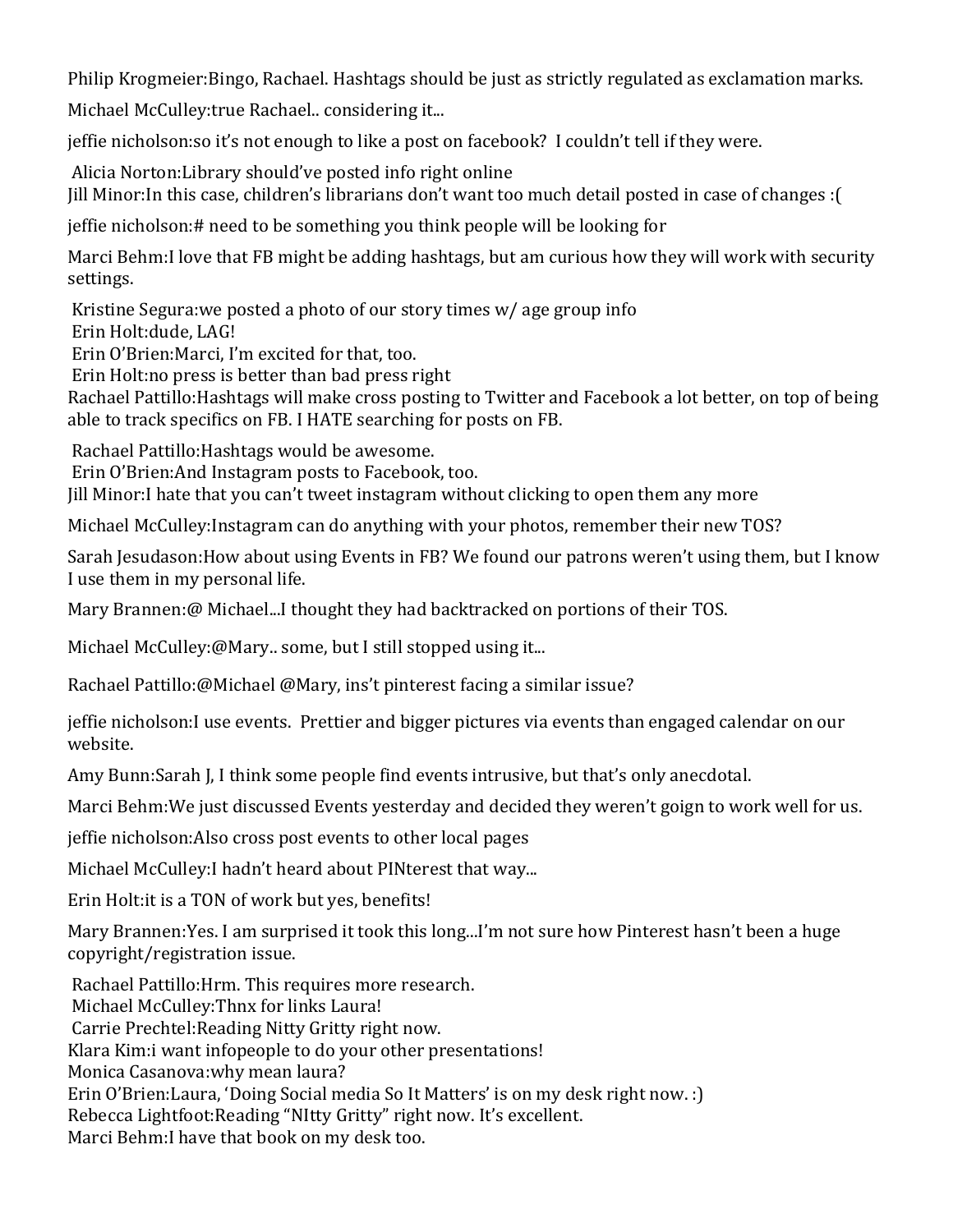Philip Krogmeier:Bingo, Rachael. Hashtags should be just as strictly regulated as exclamation marks.

Michael McCulley:true Rachael.. considering it...

jeffie nicholson:so it's not enough to like a post on facebook? I couldn't tell if they were.

Alicia Norton:Library should've posted info right online
Jill Minor:In this case, children's librarians don't want too much detail posted in case of changes :(

jeffie nicholson:# need to be something you think people will be looking for

Marci Behm:I love that FB might be adding hashtags, but am curious how they will work with security settings.

Kristine Segura:we posted a photo of our story times w/ age group info
Erin Holt:dude, LAG!
Erin O'Brien:Marci, I'm excited for that, too.
Erin Holt:no press is better than bad press right
Rachael Pattillo:Hashtags will make cross posting to Twitter and Facebook a lot better, on top of being able to track specifics on FB. I HATE searching for posts on FB.

Rachael Pattillo:Hashtags would be awesome.
Erin O'Brien:And Instagram posts to Facebook, too.
Jill Minor:I hate that you can't tweet instagram without clicking to open them any more

Michael McCulley:Instagram can do anything with your photos, remember their new TOS?

Sarah Jesudason:How about using Events in FB? We found our patrons weren't using them, but I know I use them in my personal life.

Mary Brannen:@ Michael...I thought they had backtracked on portions of their TOS.

Michael McCulley:@Mary.. some, but I still stopped using it...

Rachael Pattillo:@Michael @Mary, ins't pinterest facing a similar issue?

jeffie nicholson:I use events. Prettier and bigger pictures via events than engaged calendar on our website.

Amy Bunn:Sarah J, I think some people find events intrusive, but that's only anecdotal.

Marci Behm:We just discussed Events yesterday and decided they weren't goign to work well for us.

jeffie nicholson:Also cross post events to other local pages

Michael McCulley:I hadn't heard about PINterest that way...

Erin Holt:it is a TON of work but yes, benefits!

Mary Brannen:Yes. I am surprised it took this long...I'm not sure how Pinterest hasn't been a huge copyright/registration issue.

Rachael Pattillo:Hrm. This requires more research.
Michael McCulley:Thnx for links Laura!
Carrie Prechtel:Reading Nitty Gritty right now.
Klara Kim:i want infopeople to do your other presentations!
Monica Casanova:why mean laura?
Erin O'Brien:Laura, 'Doing Social media So It Matters' is on my desk right now. :)
Rebecca Lightfoot:Reading "NItty Gritty" right now. It's excellent.
Marci Behm:I have that book on my desk too.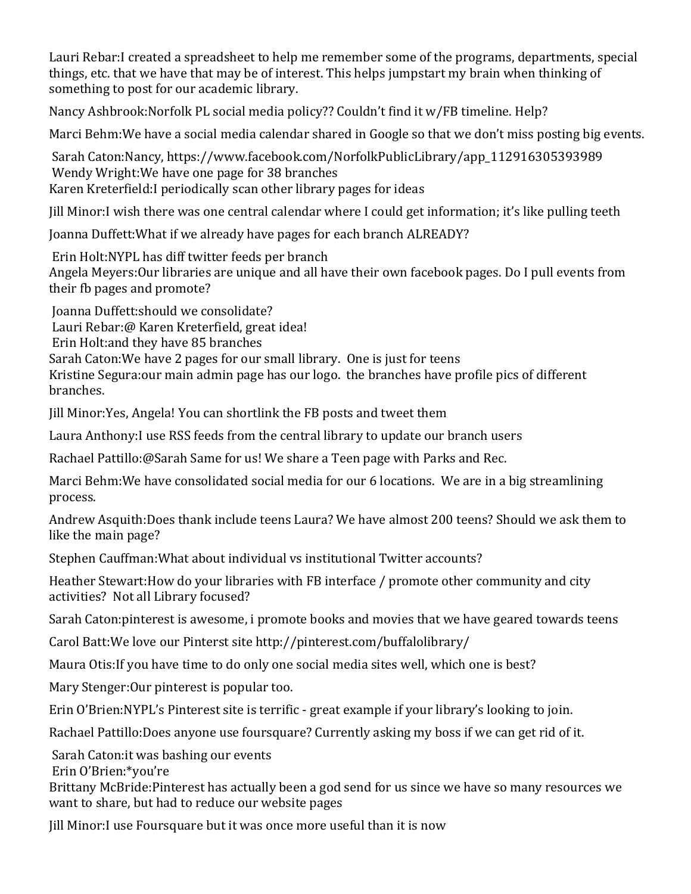Lauri Rebar:I created a spreadsheet to help me remember some of the programs, departments, special things, etc. that we have that may be of interest. This helps jumpstart my brain when thinking of something to post for our academic library.

Nancy Ashbrook:Norfolk PL social media policy?? Couldn't find it w/FB timeline. Help?

Marci Behm:We have a social media calendar shared in Google so that we don't miss posting big events.

Sarah Caton:Nancy, https://www.facebook.com/NorfolkPublicLibrary/app_112916305393989
Wendy Wright:We have one page for 38 branches
Karen Kreterfield:I periodically scan other library pages for ideas

Jill Minor:I wish there was one central calendar where I could get information; it's like pulling teeth

Joanna Duffett:What if we already have pages for each branch ALREADY?

Erin Holt:NYPL has diff twitter feeds per branch
Angela Meyers:Our libraries are unique and all have their own facebook pages. Do I pull events from their fb pages and promote?

Joanna Duffett:should we consolidate?
Lauri Rebar:@ Karen Kreterfield, great idea!
Erin Holt:and they have 85 branches
Sarah Caton:We have 2 pages for our small library. One is just for teens
Kristine Segura:our main admin page has our logo. the branches have profile pics of different branches.

Jill Minor:Yes, Angela! You can shortlink the FB posts and tweet them

Laura Anthony:I use RSS feeds from the central library to update our branch users

Rachael Pattillo:@Sarah Same for us! We share a Teen page with Parks and Rec.

Marci Behm:We have consolidated social media for our 6 locations. We are in a big streamlining process.

Andrew Asquith:Does thank include teens Laura? We have almost 200 teens? Should we ask them to like the main page?

Stephen Cauffman:What about individual vs institutional Twitter accounts?

Heather Stewart:How do your libraries with FB interface / promote other community and city activities? Not all Library focused?

Sarah Caton:pinterest is awesome, i promote books and movies that we have geared towards teens

Carol Batt:We love our Pinterst site http://pinterest.com/buffalolibrary/

Maura Otis:If you have time to do only one social media sites well, which one is best?

Mary Stenger:Our pinterest is popular too.

Erin O'Brien:NYPL's Pinterest site is terrific - great example if your library's looking to join.

Rachael Pattillo:Does anyone use foursquare? Currently asking my boss if we can get rid of it.

Sarah Caton:it was bashing our events
Erin O'Brien:*you're
Brittany McBride:Pinterest has actually been a god send for us since we have so many resources we want to share, but had to reduce our website pages

Jill Minor:I use Foursquare but it was once more useful than it is now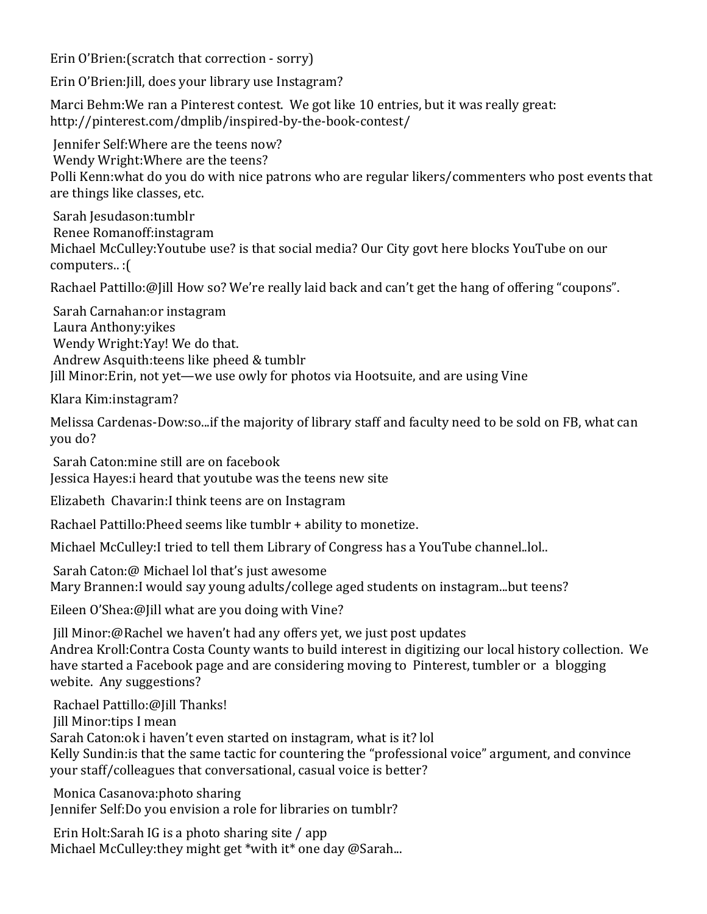Erin O'Brien:(scratch that correction - sorry)

Erin O'Brien:Jill, does your library use Instagram?

Marci Behm:We ran a Pinterest contest. We got like 10 entries, but it was really great: http://pinterest.com/dmplib/inspired-by-the-book-contest/

Jennifer Self:Where are the teens now?
Wendy Wright:Where are the teens?
Polli Kenn:what do you do with nice patrons who are regular likers/commenters who post events that are things like classes, etc.

Sarah Jesudason:tumblr
Renee Romanoff:instagram
Michael McCulley:Youtube use? is that social media? Our City govt here blocks YouTube on our computers.. :(

Rachael Pattillo:@Jill How so? We're really laid back and can't get the hang of offering "coupons".

Sarah Carnahan:or instagram
Laura Anthony:yikes
Wendy Wright:Yay! We do that.
Andrew Asquith:teens like pheed & tumblr
Jill Minor:Erin, not yet—we use owly for photos via Hootsuite, and are using Vine

Klara Kim:instagram?

Melissa Cardenas-Dow:so...if the majority of library staff and faculty need to be sold on FB, what can you do?

Sarah Caton:mine still are on facebook
Jessica Hayes:i heard that youtube was the teens new site

Elizabeth Chavarin:I think teens are on Instagram

Rachael Pattillo:Pheed seems like tumblr + ability to monetize.

Michael McCulley:I tried to tell them Library of Congress has a YouTube channel..lol..

Sarah Caton:@ Michael lol that's just awesome
Mary Brannen:I would say young adults/college aged students on instagram...but teens?

Eileen O'Shea:@Jill what are you doing with Vine?

Jill Minor:@Rachel we haven't had any offers yet, we just post updates
Andrea Kroll:Contra Costa County wants to build interest in digitizing our local history collection. We have started a Facebook page and are considering moving to Pinterest, tumbler or a blogging webite. Any suggestions?

Rachael Pattillo:@Jill Thanks!
Jill Minor:tips I mean
Sarah Caton:ok i haven't even started on instagram, what is it? lol
Kelly Sundin:is that the same tactic for countering the "professional voice" argument, and convince your staff/colleagues that conversational, casual voice is better?

Monica Casanova:photo sharing
Jennifer Self:Do you envision a role for libraries on tumblr?

Erin Holt:Sarah IG is a photo sharing site / app
Michael McCulley:they might get *with it* one day @Sarah...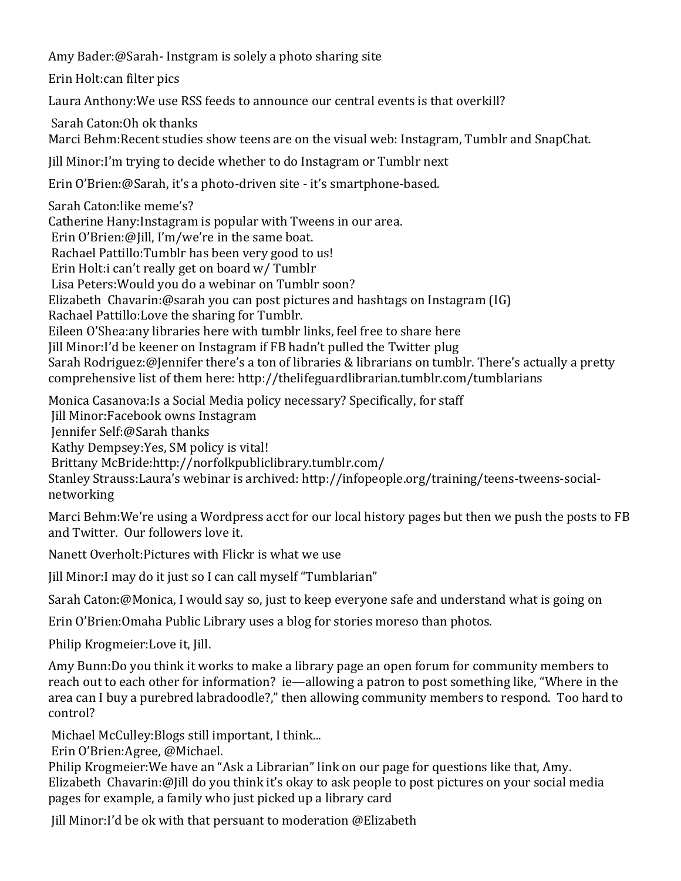Amy Bader:@Sarah- Instgram is solely a photo sharing site

Erin Holt:can filter pics

Laura Anthony:We use RSS feeds to announce our central events is that overkill?

Sarah Caton:Oh ok thanks

Marci Behm:Recent studies show teens are on the visual web: Instagram, Tumblr and SnapChat.

Jill Minor:I'm trying to decide whether to do Instagram or Tumblr next

Erin O'Brien:@Sarah, it's a photo-driven site - it's smartphone-based.

Sarah Caton:like meme's?

Catherine Hany:Instagram is popular with Tweens in our area.

Erin O'Brien:@Jill, I'm/we're in the same boat.

Rachael Pattillo:Tumblr has been very good to us!

Erin Holt:i can't really get on board w/ Tumblr

Lisa Peters:Would you do a webinar on Tumblr soon?

Elizabeth Chavarin:@sarah you can post pictures and hashtags on Instagram (IG)

Rachael Pattillo:Love the sharing for Tumblr.

Eileen O'Shea:any libraries here with tumblr links, feel free to share here

Jill Minor:I'd be keener on Instagram if FB hadn't pulled the Twitter plug

Sarah Rodriguez:@Jennifer there's a ton of libraries & librarians on tumblr. There's actually a pretty comprehensive list of them here: http://thelifeguardlibrarian.tumblr.com/tumblarians

Monica Casanova:Is a Social Media policy necessary? Specifically, for staff

Jill Minor:Facebook owns Instagram

Jennifer Self:@Sarah thanks

Kathy Dempsey:Yes, SM policy is vital!

Brittany McBride:http://norfolkpubliclibrary.tumblr.com/

Stanley Strauss:Laura's webinar is archived: http://infopeople.org/training/teens-tweens-social-networking

Marci Behm:We're using a Wordpress acct for our local history pages but then we push the posts to FB and Twitter. Our followers love it.

Nanett Overholt:Pictures with Flickr is what we use

Jill Minor:I may do it just so I can call myself "Tumblarian"

Sarah Caton:@Monica, I would say so, just to keep everyone safe and understand what is going on

Erin O'Brien:Omaha Public Library uses a blog for stories moreso than photos.

Philip Krogmeier:Love it, Jill.

Amy Bunn:Do you think it works to make a library page an open forum for community members to reach out to each other for information? ie—allowing a patron to post something like, "Where in the area can I buy a purebred labradoodle?," then allowing community members to respond. Too hard to control?

Michael McCulley:Blogs still important, I think...

Erin O'Brien:Agree, @Michael.

Philip Krogmeier:We have an "Ask a Librarian" link on our page for questions like that, Amy.

Elizabeth Chavarin:@Jill do you think it's okay to ask people to post pictures on your social media pages for example, a family who just picked up a library card

Jill Minor:I'd be ok with that persuant to moderation @Elizabeth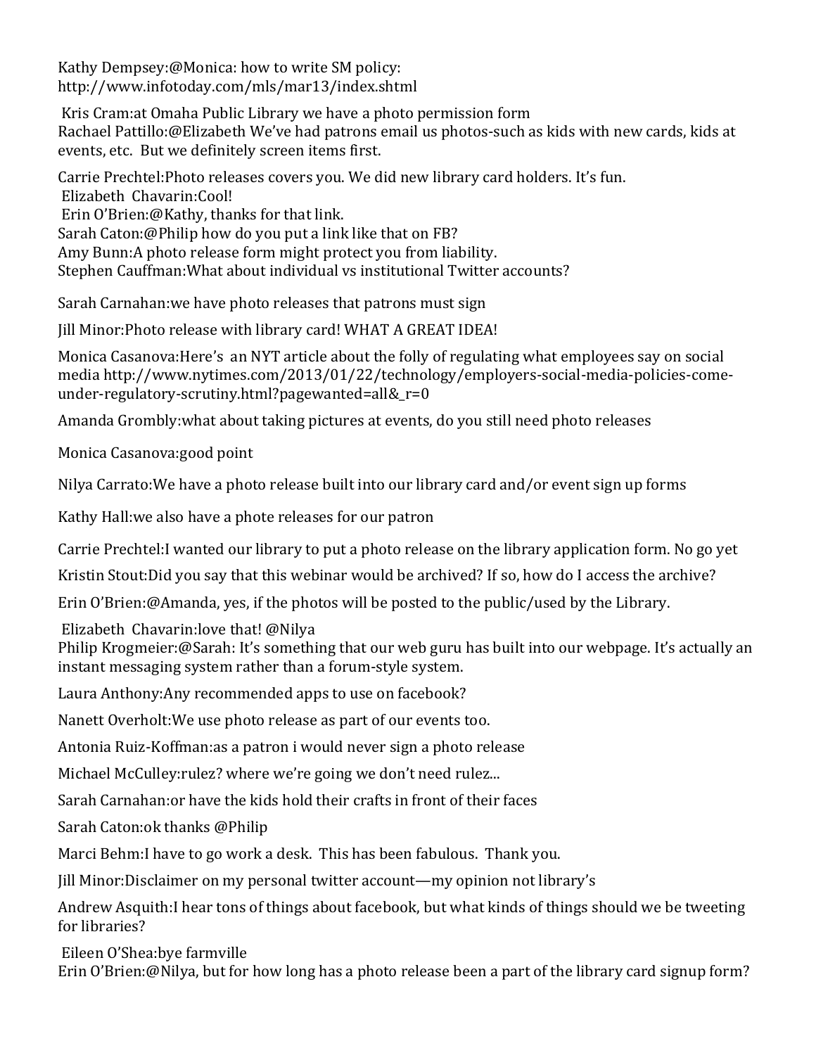Kathy Dempsey:@Monica: how to write SM policy: http://www.infotoday.com/mls/mar13/index.shtml

Kris Cram:at Omaha Public Library we have a photo permission form

Rachael Pattillo:@Elizabeth We've had patrons email us photos-such as kids with new cards, kids at events, etc. But we definitely screen items first.

Carrie Prechtel:Photo releases covers you. We did new library card holders. It's fun.

Elizabeth Chavarin:Cool!

Erin O'Brien:@Kathy, thanks for that link.

Sarah Caton:@Philip how do you put a link like that on FB?

Amy Bunn:A photo release form might protect you from liability.

Stephen Cauffman:What about individual vs institutional Twitter accounts?

Sarah Carnahan:we have photo releases that patrons must sign

Jill Minor:Photo release with library card! WHAT A GREAT IDEA!

Monica Casanova:Here's an NYT article about the folly of regulating what employees say on social media http://www.nytimes.com/2013/01/22/technology/employers-social-media-policies-come-under-regulatory-scrutiny.html?pagewanted=all&_r=0

Amanda Grombly:what about taking pictures at events, do you still need photo releases

Monica Casanova:good point

Nilya Carrato:We have a photo release built into our library card and/or event sign up forms

Kathy Hall:we also have a phote releases for our patron

Carrie Prechtel:I wanted our library to put a photo release on the library application form. No go yet

Kristin Stout:Did you say that this webinar would be archived? If so, how do I access the archive?

Erin O'Brien:@Amanda, yes, if the photos will be posted to the public/used by the Library.

Elizabeth Chavarin:love that! @Nilya

Philip Krogmeier:@Sarah: It's something that our web guru has built into our webpage. It's actually an instant messaging system rather than a forum-style system.

Laura Anthony:Any recommended apps to use on facebook?

Nanett Overholt:We use photo release as part of our events too.

Antonia Ruiz-Koffman:as a patron i would never sign a photo release

Michael McCulley:rulez? where we're going we don't need rulez...

Sarah Carnahan:or have the kids hold their crafts in front of their faces

Sarah Caton:ok thanks @Philip

Marci Behm:I have to go work a desk. This has been fabulous. Thank you.

Jill Minor:Disclaimer on my personal twitter account—my opinion not library's

Andrew Asquith:I hear tons of things about facebook, but what kinds of things should we be tweeting for libraries?

Eileen O'Shea:bye farmville

Erin O'Brien:@Nilya, but for how long has a photo release been a part of the library card signup form?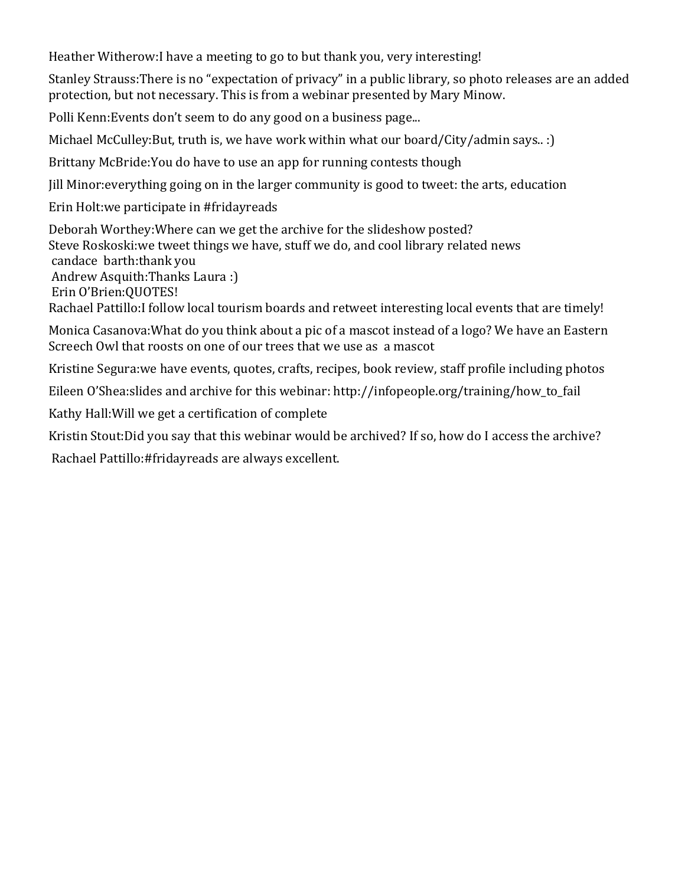Heather Witherow:I have a meeting to go to but thank you, very interesting!

Stanley Strauss:There is no “expectation of privacy” in a public library, so photo releases are an added protection, but not necessary. This is from a webinar presented by Mary Minow.

Polli Kenn:Events don’t seem to do any good on a business page...

Michael McCulley:But, truth is, we have work within what our board/City/admin says.. :)

Brittany McBride:You do have to use an app for running contests though

Jill Minor:everything going on in the larger community is good to tweet: the arts, education

Erin Holt:we participate in #fridayreads

Deborah Worthey:Where can we get the archive for the slideshow posted?
Steve Roskoski:we tweet things we have, stuff we do, and cool library related news
candace barth:thank you
Andrew Asquith:Thanks Laura :)
Erin O’Brien:QUOTES!
Rachael Pattillo:I follow local tourism boards and retweet interesting local events that are timely!

Monica Casanova:What do you think about a pic of a mascot instead of a logo? We have an Eastern Screech Owl that roosts on one of our trees that we use as a mascot

Kristine Segura:we have events, quotes, crafts, recipes, book review, staff profile including photos

Eileen O’Shea:slides and archive for this webinar: http://infopeople.org/training/how_to_fail

Kathy Hall:Will we get a certification of complete

Kristin Stout:Did you say that this webinar would be archived? If so, how do I access the archive?

Rachael Pattillo:#fridayreads are always excellent.